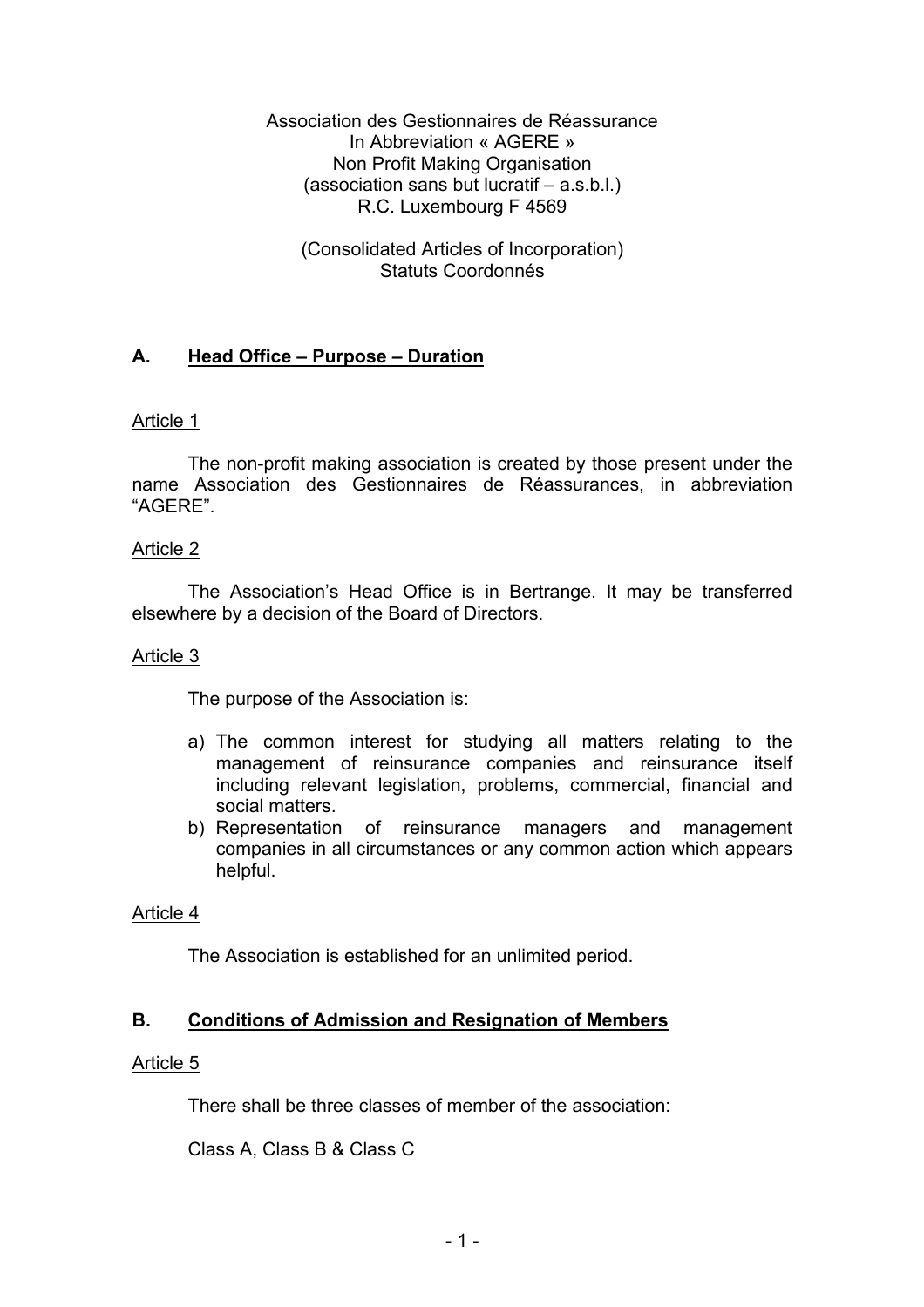Association des Gestionnaires de Réassurance
In Abbreviation « AGERE »
Non Profit Making Organisation
(association sans but lucratif – a.s.b.l.)
R.C. Luxembourg F 4569

(Consolidated Articles of Incorporation)
Statuts Coordonnés

## A. Head Office – Purpose – Duration

### Article 1

The non-profit making association is created by those present under the name Association des Gestionnaires de Réassurances, in abbreviation "AGERE".

### Article 2

The Association's Head Office is in Bertrange. It may be transferred elsewhere by a decision of the Board of Directors.

### Article 3

The purpose of the Association is:

a) The common interest for studying all matters relating to the management of reinsurance companies and reinsurance itself including relevant legislation, problems, commercial, financial and social matters.
b) Representation of reinsurance managers and management companies in all circumstances or any common action which appears helpful.

### Article 4

The Association is established for an unlimited period.

## B. Conditions of Admission and Resignation of Members

### Article 5

There shall be three classes of member of the association:

Class A, Class B & Class C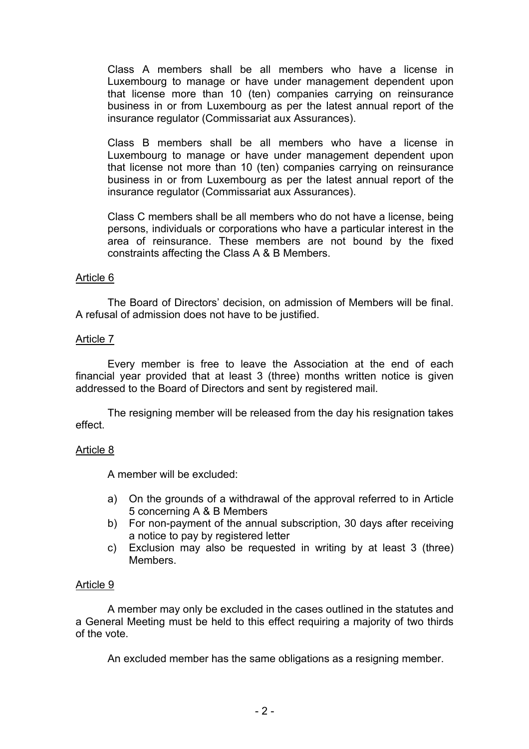Class A members shall be all members who have a license in Luxembourg to manage or have under management dependent upon that license more than 10 (ten) companies carrying on reinsurance business in or from Luxembourg as per the latest annual report of the insurance regulator (Commissariat aux Assurances).

Class B members shall be all members who have a license in Luxembourg to manage or have under management dependent upon that license not more than 10 (ten) companies carrying on reinsurance business in or from Luxembourg as per the latest annual report of the insurance regulator (Commissariat aux Assurances).

Class C members shall be all members who do not have a license, being persons, individuals or corporations who have a particular interest in the area of reinsurance. These members are not bound by the fixed constraints affecting the Class A & B Members.

## Article 6

The Board of Directors' decision, on admission of Members will be final. A refusal of admission does not have to be justified.

## Article 7

Every member is free to leave the Association at the end of each financial year provided that at least 3 (three) months written notice is given addressed to the Board of Directors and sent by registered mail.

The resigning member will be released from the day his resignation takes effect.

## Article 8

A member will be excluded:

a) On the grounds of a withdrawal of the approval referred to in Article 5 concerning A & B Members
b) For non-payment of the annual subscription, 30 days after receiving a notice to pay by registered letter
c) Exclusion may also be requested in writing by at least 3 (three) Members.

## Article 9

A member may only be excluded in the cases outlined in the statutes and a General Meeting must be held to this effect requiring a majority of two thirds of the vote.

An excluded member has the same obligations as a resigning member.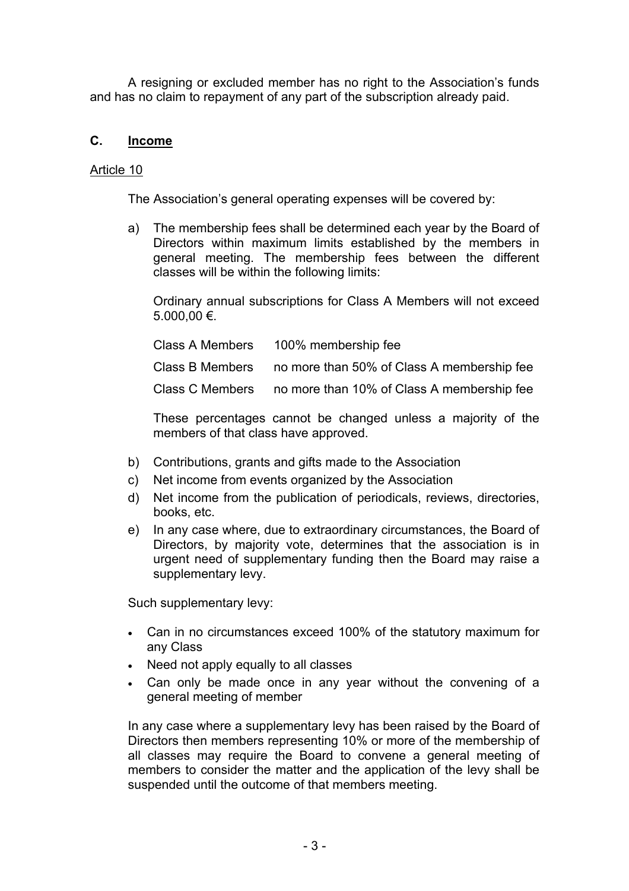A resigning or excluded member has no right to the Association's funds and has no claim to repayment of any part of the subscription already paid.

## C. Income

Article 10

The Association's general operating expenses will be covered by:

a) The membership fees shall be determined each year by the Board of Directors within maximum limits established by the members in general meeting. The membership fees between the different classes will be within the following limits:

   Ordinary annual subscriptions for Class A Members will not exceed 5.000,00 €.

   | | |
   |---|---|
   | Class A Members | 100% membership fee |
   | Class B Members | no more than 50% of Class A membership fee |
   | Class C Members | no more than 10% of Class A membership fee |

   These percentages cannot be changed unless a majority of the members of that class have approved.

b) Contributions, grants and gifts made to the Association
c) Net income from events organized by the Association
d) Net income from the publication of periodicals, reviews, directories, books, etc.
e) In any case where, due to extraordinary circumstances, the Board of Directors, by majority vote, determines that the association is in urgent need of supplementary funding then the Board may raise a supplementary levy.

Such supplementary levy:

- Can in no circumstances exceed 100% of the statutory maximum for any Class
- Need not apply equally to all classes
- Can only be made once in any year without the convening of a general meeting of member

In any case where a supplementary levy has been raised by the Board of Directors then members representing 10% or more of the membership of all classes may require the Board to convene a general meeting of members to consider the matter and the application of the levy shall be suspended until the outcome of that members meeting.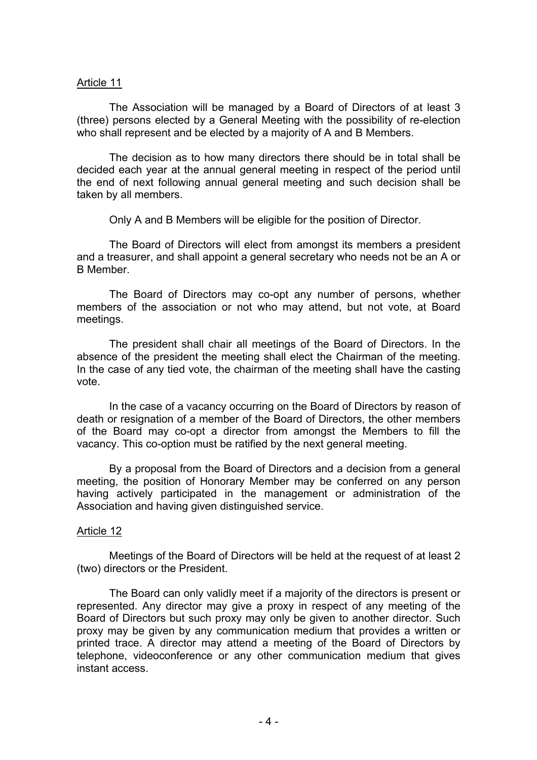Article 11

The Association will be managed by a Board of Directors of at least 3 (three) persons elected by a General Meeting with the possibility of re-election who shall represent and be elected by a majority of A and B Members.

The decision as to how many directors there should be in total shall be decided each year at the annual general meeting in respect of the period until the end of next following annual general meeting and such decision shall be taken by all members.

Only A and B Members will be eligible for the position of Director.

The Board of Directors will elect from amongst its members a president and a treasurer, and shall appoint a general secretary who needs not be an A or B Member.

The Board of Directors may co-opt any number of persons, whether members of the association or not who may attend, but not vote, at Board meetings.

The president shall chair all meetings of the Board of Directors. In the absence of the president the meeting shall elect the Chairman of the meeting. In the case of any tied vote, the chairman of the meeting shall have the casting vote.

In the case of a vacancy occurring on the Board of Directors by reason of death or resignation of a member of the Board of Directors, the other members of the Board may co-opt a director from amongst the Members to fill the vacancy. This co-option must be ratified by the next general meeting.

By a proposal from the Board of Directors and a decision from a general meeting, the position of Honorary Member may be conferred on any person having actively participated in the management or administration of the Association and having given distinguished service.

Article 12

Meetings of the Board of Directors will be held at the request of at least 2 (two) directors or the President.

The Board can only validly meet if a majority of the directors is present or represented. Any director may give a proxy in respect of any meeting of the Board of Directors but such proxy may only be given to another director. Such proxy may be given by any communication medium that provides a written or printed trace. A director may attend a meeting of the Board of Directors by telephone, videoconference or any other communication medium that gives instant access.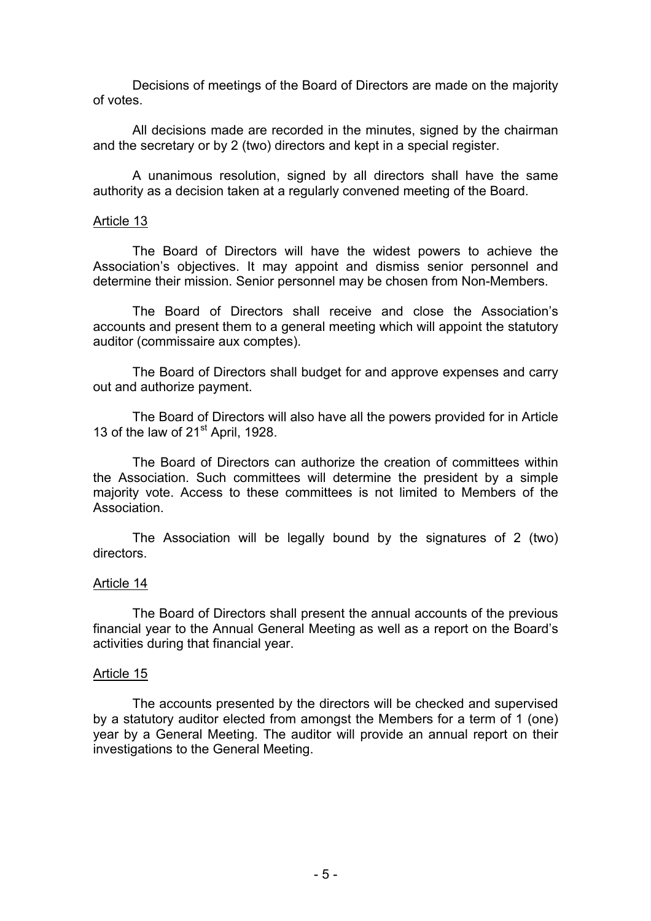Decisions of meetings of the Board of Directors are made on the majority of votes.

All decisions made are recorded in the minutes, signed by the chairman and the secretary or by 2 (two) directors and kept in a special register.

A unanimous resolution, signed by all directors shall have the same authority as a decision taken at a regularly convened meeting of the Board.

## Article 13

The Board of Directors will have the widest powers to achieve the Association's objectives. It may appoint and dismiss senior personnel and determine their mission. Senior personnel may be chosen from Non-Members.

The Board of Directors shall receive and close the Association's accounts and present them to a general meeting which will appoint the statutory auditor (commissaire aux comptes).

The Board of Directors shall budget for and approve expenses and carry out and authorize payment.

The Board of Directors will also have all the powers provided for in Article 13 of the law of 21st April, 1928.

The Board of Directors can authorize the creation of committees within the Association. Such committees will determine the president by a simple majority vote. Access to these committees is not limited to Members of the Association.

The Association will be legally bound by the signatures of 2 (two) directors.

## Article 14

The Board of Directors shall present the annual accounts of the previous financial year to the Annual General Meeting as well as a report on the Board's activities during that financial year.

## Article 15

The accounts presented by the directors will be checked and supervised by a statutory auditor elected from amongst the Members for a term of 1 (one) year by a General Meeting. The auditor will provide an annual report on their investigations to the General Meeting.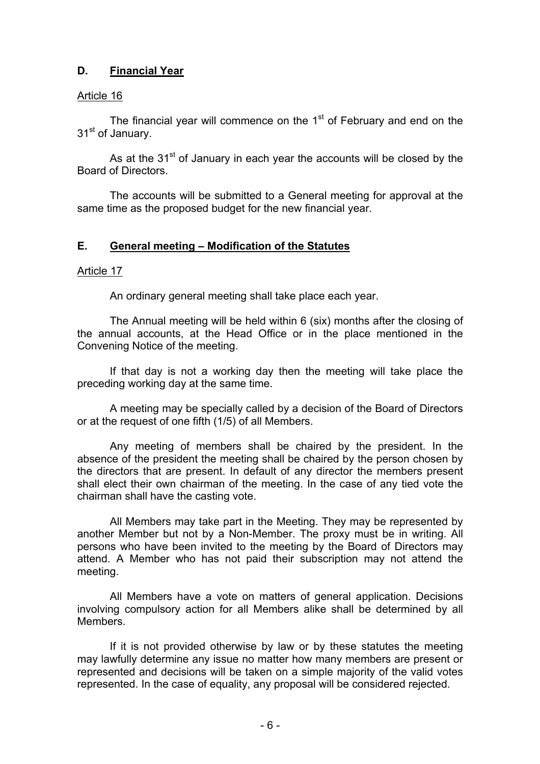## D. Financial Year

Article 16

The financial year will commence on the 1st of February and end on the 31st of January.

As at the 31st of January in each year the accounts will be closed by the Board of Directors.

The accounts will be submitted to a General meeting for approval at the same time as the proposed budget for the new financial year.

## E. General meeting – Modification of the Statutes

Article 17

An ordinary general meeting shall take place each year.

The Annual meeting will be held within 6 (six) months after the closing of the annual accounts, at the Head Office or in the place mentioned in the Convening Notice of the meeting.

If that day is not a working day then the meeting will take place the preceding working day at the same time.

A meeting may be specially called by a decision of the Board of Directors or at the request of one fifth (1/5) of all Members.

Any meeting of members shall be chaired by the president. In the absence of the president the meeting shall be chaired by the person chosen by the directors that are present. In default of any director the members present shall elect their own chairman of the meeting. In the case of any tied vote the chairman shall have the casting vote.

All Members may take part in the Meeting. They may be represented by another Member but not by a Non-Member. The proxy must be in writing. All persons who have been invited to the meeting by the Board of Directors may attend. A Member who has not paid their subscription may not attend the meeting.

All Members have a vote on matters of general application. Decisions involving compulsory action for all Members alike shall be determined by all Members.

If it is not provided otherwise by law or by these statutes the meeting may lawfully determine any issue no matter how many members are present or represented and decisions will be taken on a simple majority of the valid votes represented. In the case of equality, any proposal will be considered rejected.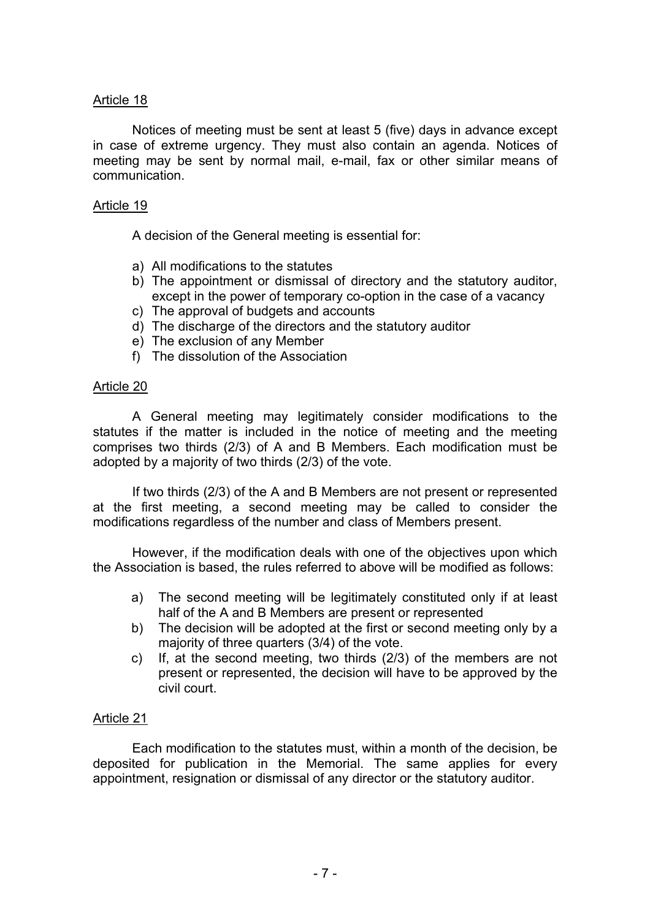Article 18

Notices of meeting must be sent at least 5 (five) days in advance except in case of extreme urgency. They must also contain an agenda. Notices of meeting may be sent by normal mail, e-mail, fax or other similar means of communication.

Article 19

A decision of the General meeting is essential for:

a) All modifications to the statutes
b) The appointment or dismissal of directory and the statutory auditor, except in the power of temporary co-option in the case of a vacancy
c) The approval of budgets and accounts
d) The discharge of the directors and the statutory auditor
e) The exclusion of any Member
f) The dissolution of the Association

Article 20

A General meeting may legitimately consider modifications to the statutes if the matter is included in the notice of meeting and the meeting comprises two thirds (2/3) of A and B Members. Each modification must be adopted by a majority of two thirds (2/3) of the vote.

If two thirds (2/3) of the A and B Members are not present or represented at the first meeting, a second meeting may be called to consider the modifications regardless of the number and class of Members present.

However, if the modification deals with one of the objectives upon which the Association is based, the rules referred to above will be modified as follows:

a) The second meeting will be legitimately constituted only if at least half of the A and B Members are present or represented
b) The decision will be adopted at the first or second meeting only by a majority of three quarters (3/4) of the vote.
c) If, at the second meeting, two thirds (2/3) of the members are not present or represented, the decision will have to be approved by the civil court.

Article 21

Each modification to the statutes must, within a month of the decision, be deposited for publication in the Memorial. The same applies for every appointment, resignation or dismissal of any director or the statutory auditor.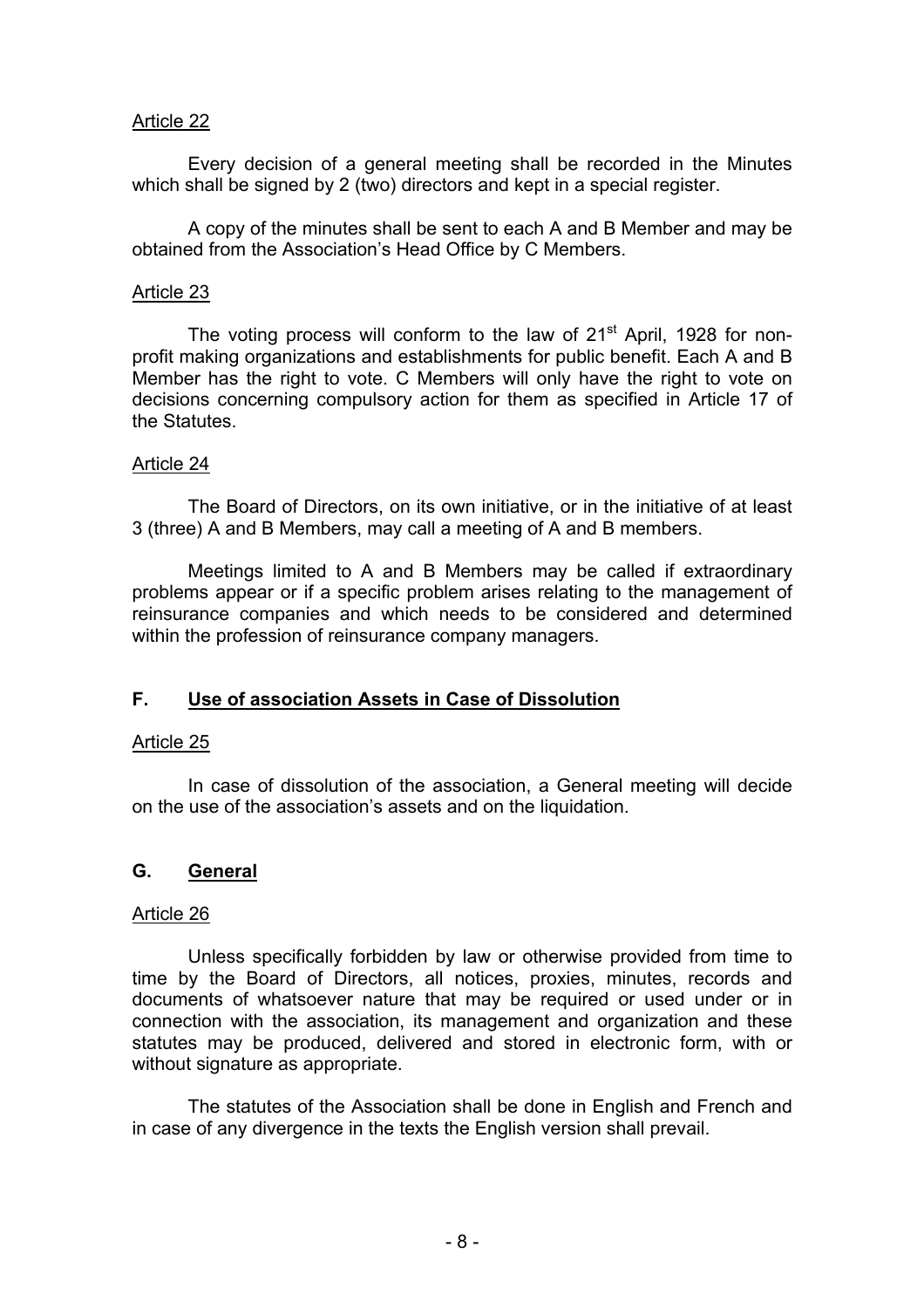Article 22

Every decision of a general meeting shall be recorded in the Minutes which shall be signed by 2 (two) directors and kept in a special register.

A copy of the minutes shall be sent to each A and B Member and may be obtained from the Association's Head Office by C Members.

Article 23

The voting process will conform to the law of 21st April, 1928 for non-profit making organizations and establishments for public benefit. Each A and B Member has the right to vote. C Members will only have the right to vote on decisions concerning compulsory action for them as specified in Article 17 of the Statutes.

Article 24

The Board of Directors, on its own initiative, or in the initiative of at least 3 (three) A and B Members, may call a meeting of A and B members.

Meetings limited to A and B Members may be called if extraordinary problems appear or if a specific problem arises relating to the management of reinsurance companies and which needs to be considered and determined within the profession of reinsurance company managers.

## F. Use of association Assets in Case of Dissolution

Article 25

In case of dissolution of the association, a General meeting will decide on the use of the association's assets and on the liquidation.

## G. General

Article 26

Unless specifically forbidden by law or otherwise provided from time to time by the Board of Directors, all notices, proxies, minutes, records and documents of whatsoever nature that may be required or used under or in connection with the association, its management and organization and these statutes may be produced, delivered and stored in electronic form, with or without signature as appropriate.

The statutes of the Association shall be done in English and French and in case of any divergence in the texts the English version shall prevail.